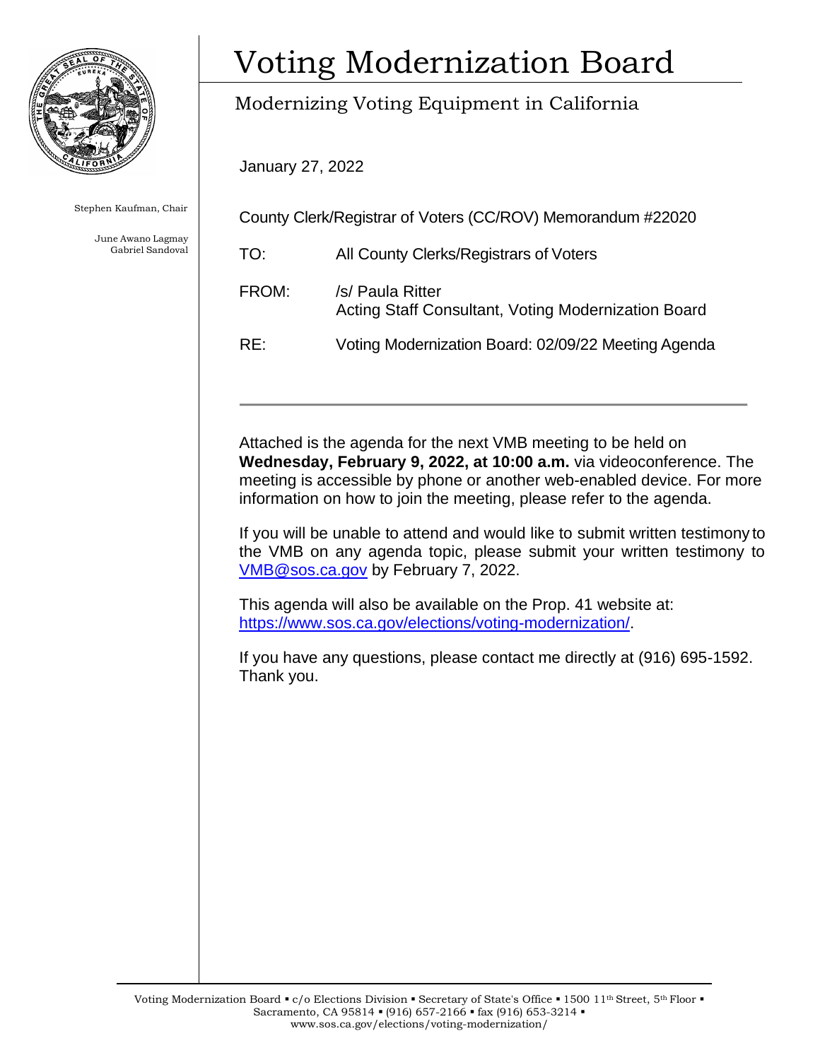# Voting Modernization Board

## Modernizing Voting Equipment in California

Stephen Kaufman, Chair

June Awano Lagmay
Gabriel Sandoval

January 27, 2022

County Clerk/Registrar of Voters (CC/ROV) Memorandum #22020

TO: All County Clerks/Registrars of Voters

FROM: /s/ Paula Ritter
Acting Staff Consultant, Voting Modernization Board

RE: Voting Modernization Board: 02/09/22 Meeting Agenda

---

Attached is the agenda for the next VMB meeting to be held on **Wednesday, February 9, 2022, at 10:00 a.m.** via videoconference. The meeting is accessible by phone or another web-enabled device. For more information on how to join the meeting, please refer to the agenda.

If you will be unable to attend and would like to submit written testimony to the VMB on any agenda topic, please submit your written testimony to VMB@sos.ca.gov by February 7, 2022.

This agenda will also be available on the Prop. 41 website at: https://www.sos.ca.gov/elections/voting-modernization/.

If you have any questions, please contact me directly at (916) 695-1592. Thank you.

Voting Modernization Board ▪ c/o Elections Division ▪ Secretary of State's Office ▪ 1500 11th Street, 5th Floor ▪ Sacramento, CA 95814 ▪ (916) 657-2166 ▪ fax (916) 653-3214 ▪ www.sos.ca.gov/elections/voting-modernization/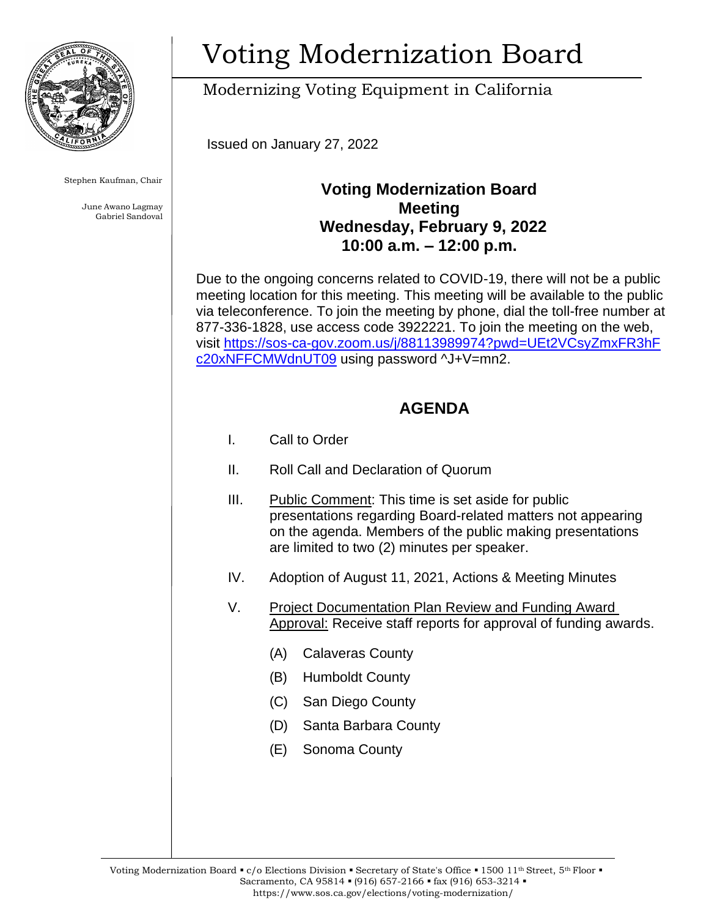# Voting Modernization Board

Modernizing Voting Equipment in California

Stephen Kaufman, Chair

June Awano Lagmay
Gabriel Sandoval

Issued on January 27, 2022

## Voting Modernization Board Meeting
## Wednesday, February 9, 2022
## 10:00 a.m. – 12:00 p.m.

Due to the ongoing concerns related to COVID-19, there will not be a public meeting location for this meeting. This meeting will be available to the public via teleconference. To join the meeting by phone, dial the toll-free number at 877-336-1828, use access code 3922221. To join the meeting on the web, visit [https://sos-ca-gov.zoom.us/j/88113989974?pwd=UEt2VCsyZmxFR3hFc20xNFFCMWdnUT09](https://sos-ca-gov.zoom.us/j/88113989974?pwd=UEt2VCsyZmxFR3hFc20xNFFCMWdnUT09) using password ^J+V=mn2.

## AGENDA

I. Call to Order

II. Roll Call and Declaration of Quorum

III. Public Comment: This time is set aside for public presentations regarding Board-related matters not appearing on the agenda. Members of the public making presentations are limited to two (2) minutes per speaker.

IV. Adoption of August 11, 2021, Actions & Meeting Minutes

V. Project Documentation Plan Review and Funding Award Approval: Receive staff reports for approval of funding awards.

   (A) Calaveras County

   (B) Humboldt County

   (C) San Diego County

   (D) Santa Barbara County

   (E) Sonoma County

Voting Modernization Board ▪ c/o Elections Division ▪ Secretary of State's Office ▪ 1500 11th Street, 5th Floor ▪ Sacramento, CA 95814 ▪ (916) 657-2166 ▪ fax (916) 653-3214 ▪ https://www.sos.ca.gov/elections/voting-modernization/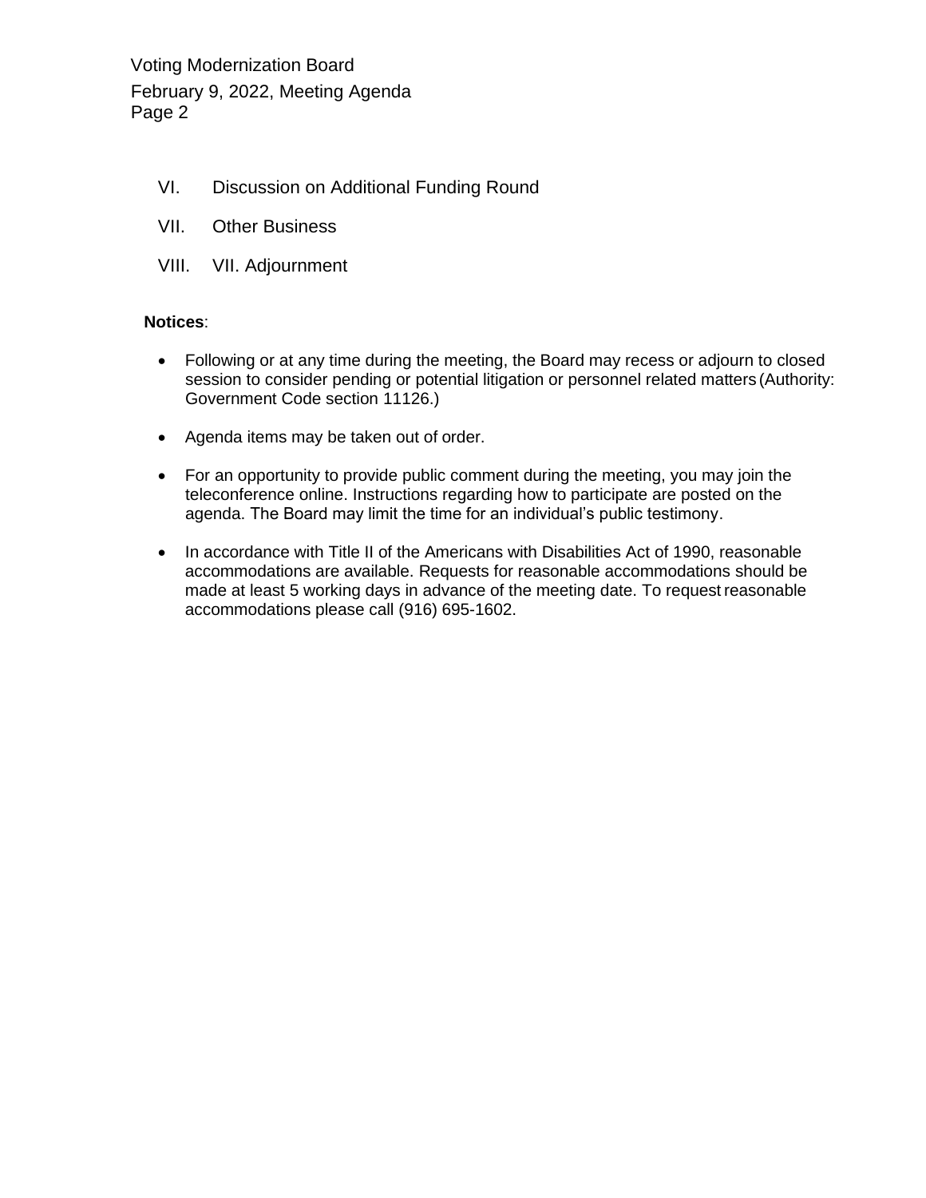VI. Discussion on Additional Funding Round

VII. Other Business

VIII. VII. Adjournment

**Notices**:

- Following or at any time during the meeting, the Board may recess or adjourn to closed session to consider pending or potential litigation or personnel related matters (Authority: Government Code section 11126.)
- Agenda items may be taken out of order.
- For an opportunity to provide public comment during the meeting, you may join the teleconference online. Instructions regarding how to participate are posted on the agenda. The Board may limit the time for an individual's public testimony.
- In accordance with Title II of the Americans with Disabilities Act of 1990, reasonable accommodations are available. Requests for reasonable accommodations should be made at least 5 working days in advance of the meeting date. To request reasonable accommodations please call (916) 695-1602.